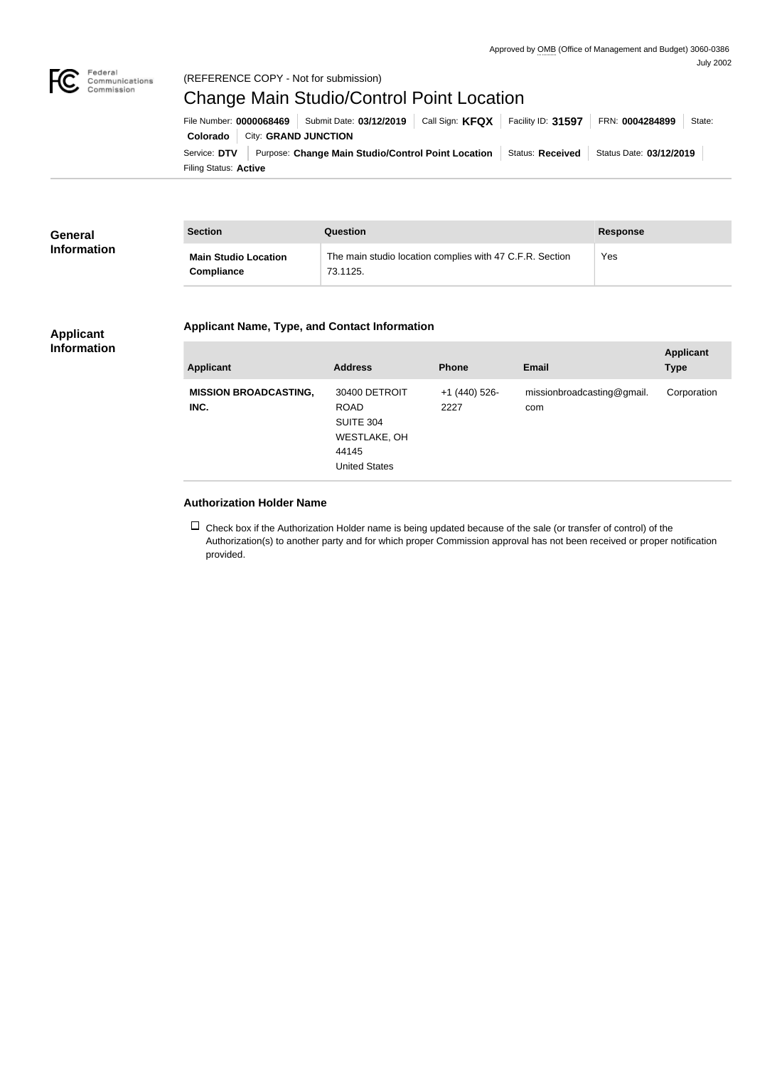Approved by OMB (Office of Management and Budget) 3060-0386
July 2002

Federal Communications Commission

(REFERENCE COPY - Not for submission)

# Change Main Studio/Control Point Location

File Number: **0000068469** | Submit Date: **03/12/2019** | Call Sign: **KFQX** | Facility ID: **31597** | FRN: **0004284899** | State: **Colorado** | City: **GRAND JUNCTION**

Service: **DTV** | Purpose: **Change Main Studio/Control Point Location** | Status: **Received** | Status Date: **03/12/2019**

Filing Status: **Active**

## General Information

| Section | Question | Response |
|---|---|---|
| **Main Studio Location Compliance** | The main studio location complies with 47 C.F.R. Section 73.1125. | Yes |

## Applicant Information

### Applicant Name, Type, and Contact Information

| Applicant | Address | Phone | Email | Applicant Type |
|---|---|---|---|---|
| **MISSION BROADCASTING, INC.** | 30400 DETROIT ROAD SUITE 304 WESTLAKE, OH 44145 United States | +1 (440) 526-2227 | missionbroadcasting@gmail.com | Corporation |

### Authorization Holder Name

☐ Check box if the Authorization Holder name is being updated because of the sale (or transfer of control) of the Authorization(s) to another party and for which proper Commission approval has not been received or proper notification provided.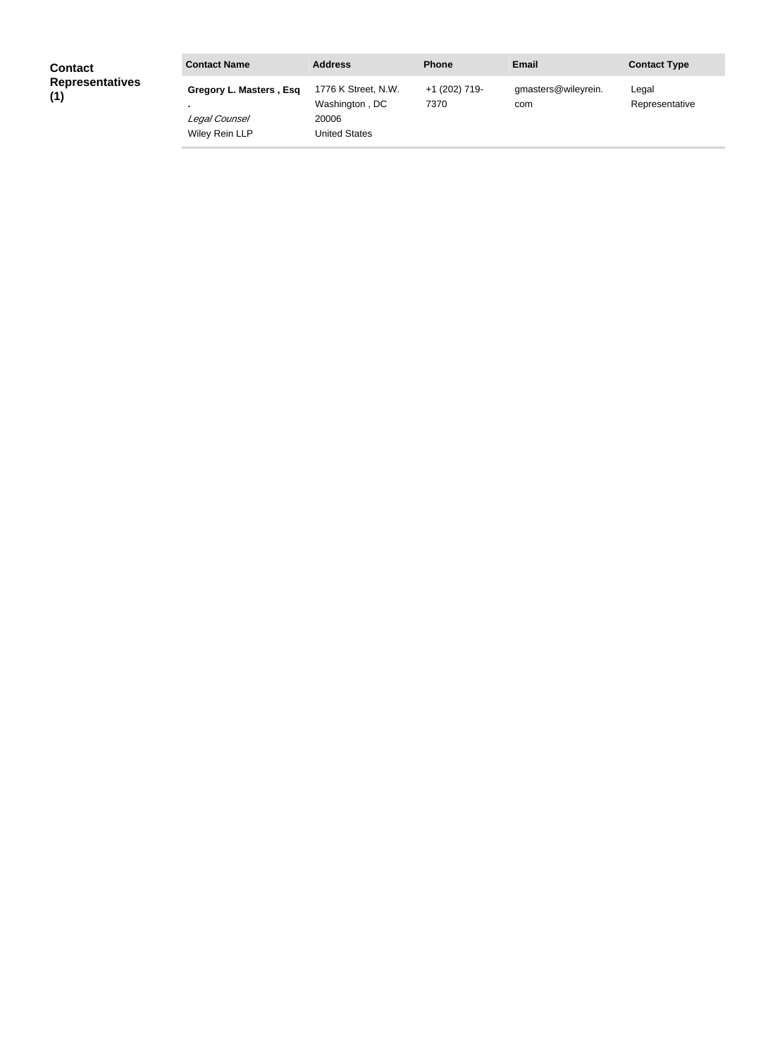**Contact Representatives (1)**

| Contact Name | Address | Phone | Email | Contact Type |
| --- | --- | --- | --- | --- |
| **Gregory L. Masters , Esq .** *Legal Counsel* Wiley Rein LLP | 1776 K Street, N.W. Washington , DC 20006 United States | +1 (202) 719-7370 | gmasters@wileyrein.com | Legal Representative |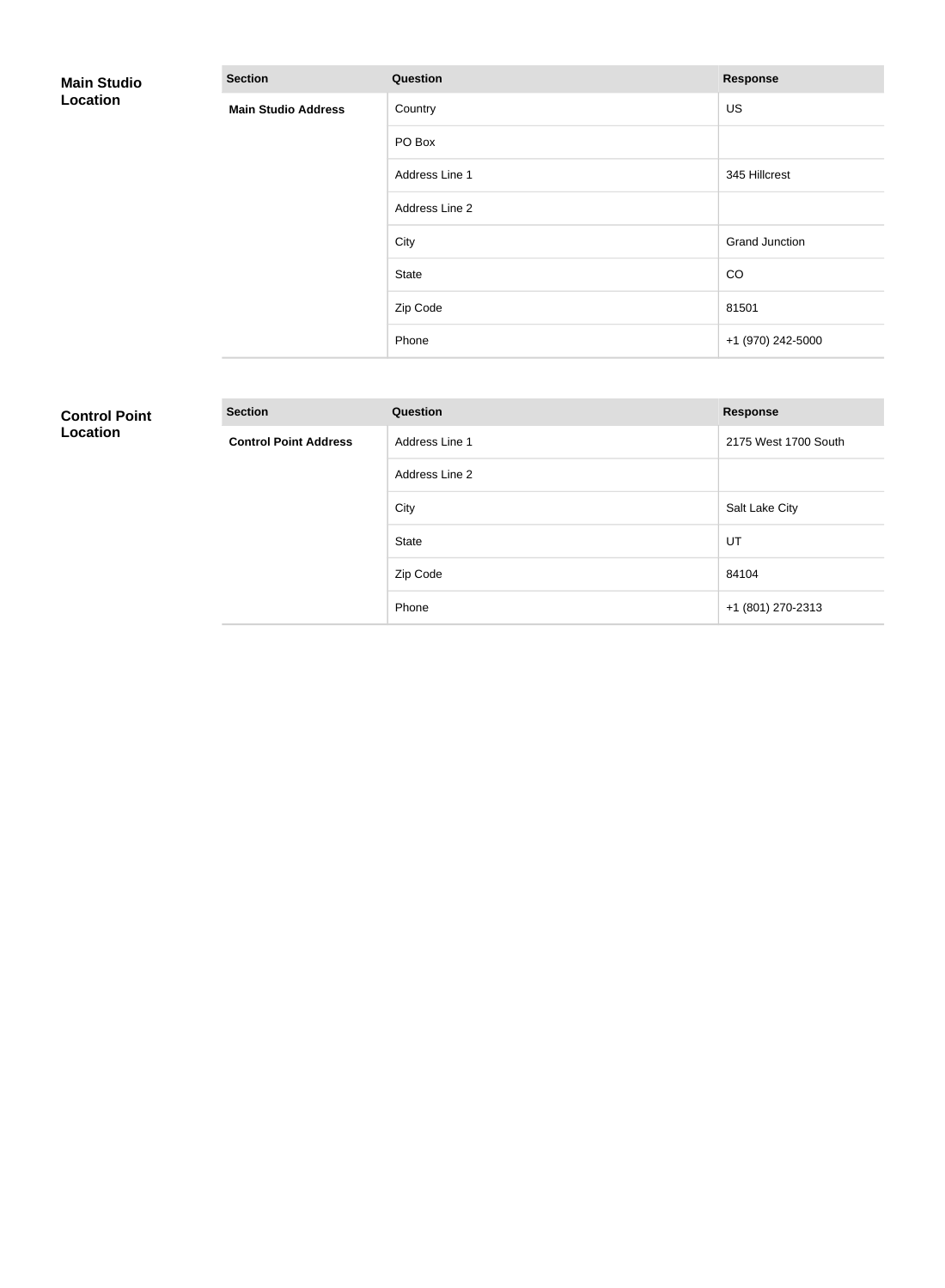## Main Studio Location

| Section | Question | Response |
|---|---|---|
| **Main Studio Address** | Country | US |
| | PO Box | |
| | Address Line 1 | 345 Hillcrest |
| | Address Line 2 | |
| | City | Grand Junction |
| | State | CO |
| | Zip Code | 81501 |
| | Phone | +1 (970) 242-5000 |

## Control Point Location

| Section | Question | Response |
|---|---|---|
| **Control Point Address** | Address Line 1 | 2175 West 1700 South |
| | Address Line 2 | |
| | City | Salt Lake City |
| | State | UT |
| | Zip Code | 84104 |
| | Phone | +1 (801) 270-2313 |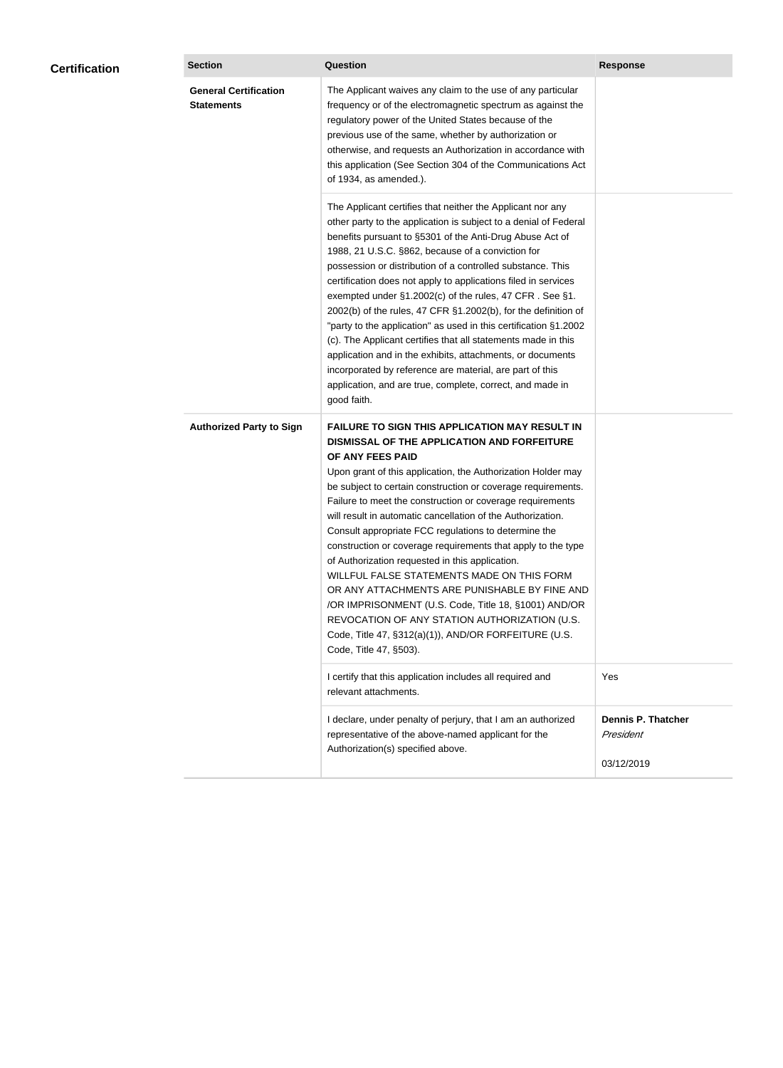## Certification

| Section | Question | Response |
|---|---|---|
| **General Certification Statements** | The Applicant waives any claim to the use of any particular frequency or of the electromagnetic spectrum as against the regulatory power of the United States because of the previous use of the same, whether by authorization or otherwise, and requests an Authorization in accordance with this application (See Section 304 of the Communications Act of 1934, as amended.). | |
| | The Applicant certifies that neither the Applicant nor any other party to the application is subject to a denial of Federal benefits pursuant to §5301 of the Anti-Drug Abuse Act of 1988, 21 U.S.C. §862, because of a conviction for possession or distribution of a controlled substance. This certification does not apply to applications filed in services exempted under §1.2002(c) of the rules, 47 CFR . See §1. 2002(b) of the rules, 47 CFR §1.2002(b), for the definition of "party to the application" as used in this certification §1.2002 (c). The Applicant certifies that all statements made in this application and in the exhibits, attachments, or documents incorporated by reference are material, are part of this application, and are true, complete, correct, and made in good faith. | |
| **Authorized Party to Sign** | **FAILURE TO SIGN THIS APPLICATION MAY RESULT IN DISMISSAL OF THE APPLICATION AND FORFEITURE OF ANY FEES PAID** Upon grant of this application, the Authorization Holder may be subject to certain construction or coverage requirements. Failure to meet the construction or coverage requirements will result in automatic cancellation of the Authorization. Consult appropriate FCC regulations to determine the construction or coverage requirements that apply to the type of Authorization requested in this application. WILLFUL FALSE STATEMENTS MADE ON THIS FORM OR ANY ATTACHMENTS ARE PUNISHABLE BY FINE AND /OR IMPRISONMENT (U.S. Code, Title 18, §1001) AND/OR REVOCATION OF ANY STATION AUTHORIZATION (U.S. Code, Title 47, §312(a)(1)), AND/OR FORFEITURE (U.S. Code, Title 47, §503). | |
| | I certify that this application includes all required and relevant attachments. | Yes |
| | I declare, under penalty of perjury, that I am an authorized representative of the above-named applicant for the Authorization(s) specified above. | **Dennis P. Thatcher** *President* 03/12/2019 |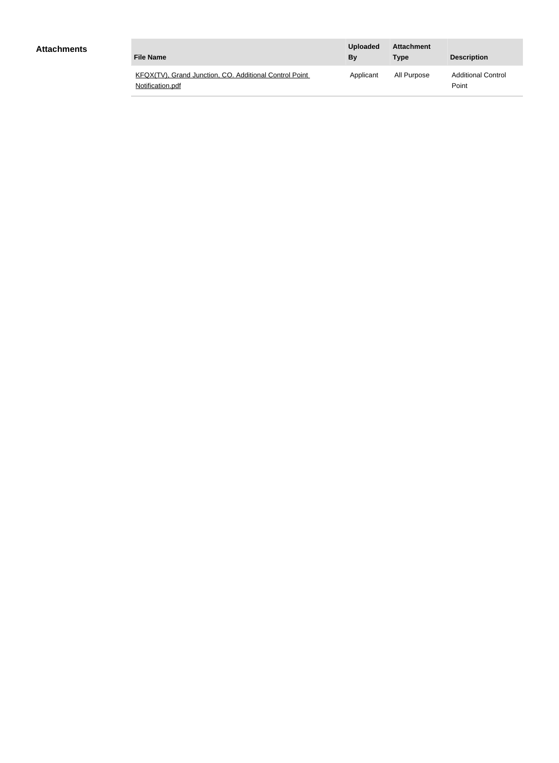**Attachments**

| File Name | Uploaded By | Attachment Type | Description |
|---|---|---|---|
| KFQX(TV), Grand Junction, CO. Additional Control Point Notification.pdf | Applicant | All Purpose | Additional Control Point |